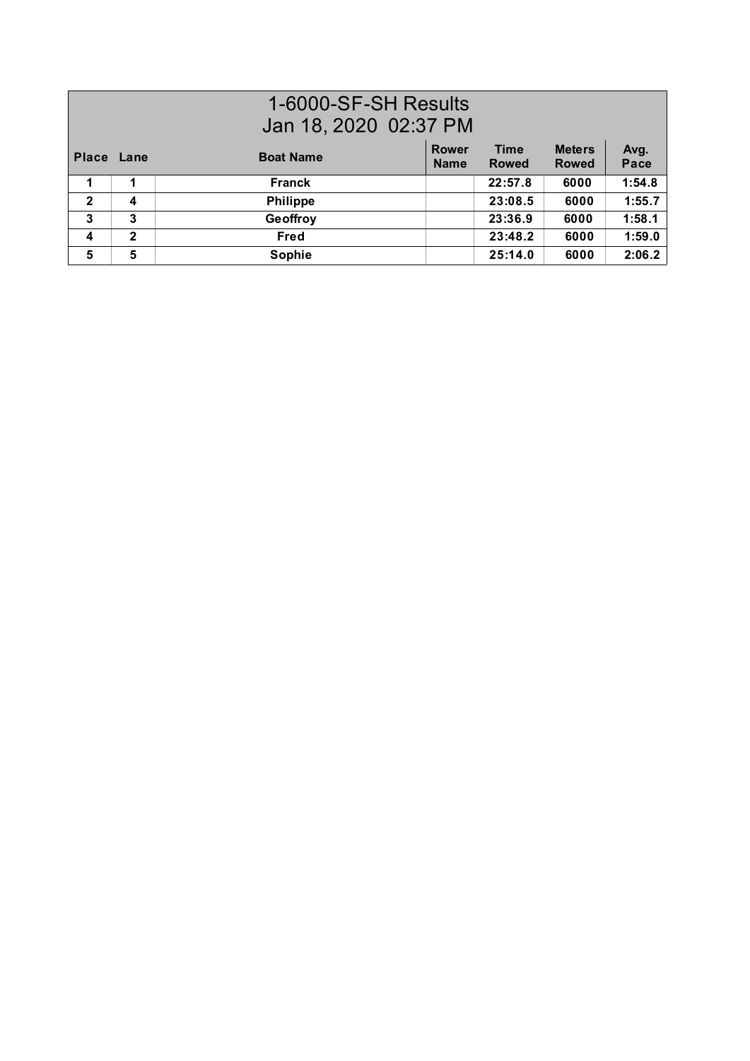# 1-6000-SF-SH Results
## Jan 18, 2020 02:37 PM

| Place | Lane | Boat Name | Rower Name | Time Rowed | Meters Rowed | Avg. Pace |
|---|---|---|---|---|---|---|
| 1 | 1 | Franck | | 22:57.8 | 6000 | 1:54.8 |
| 2 | 4 | Philippe | | 23:08.5 | 6000 | 1:55.7 |
| 3 | 3 | Geoffroy | | 23:36.9 | 6000 | 1:58.1 |
| 4 | 2 | Fred | | 23:48.2 | 6000 | 1:59.0 |
| 5 | 5 | Sophie | | 25:14.0 | 6000 | 2:06.2 |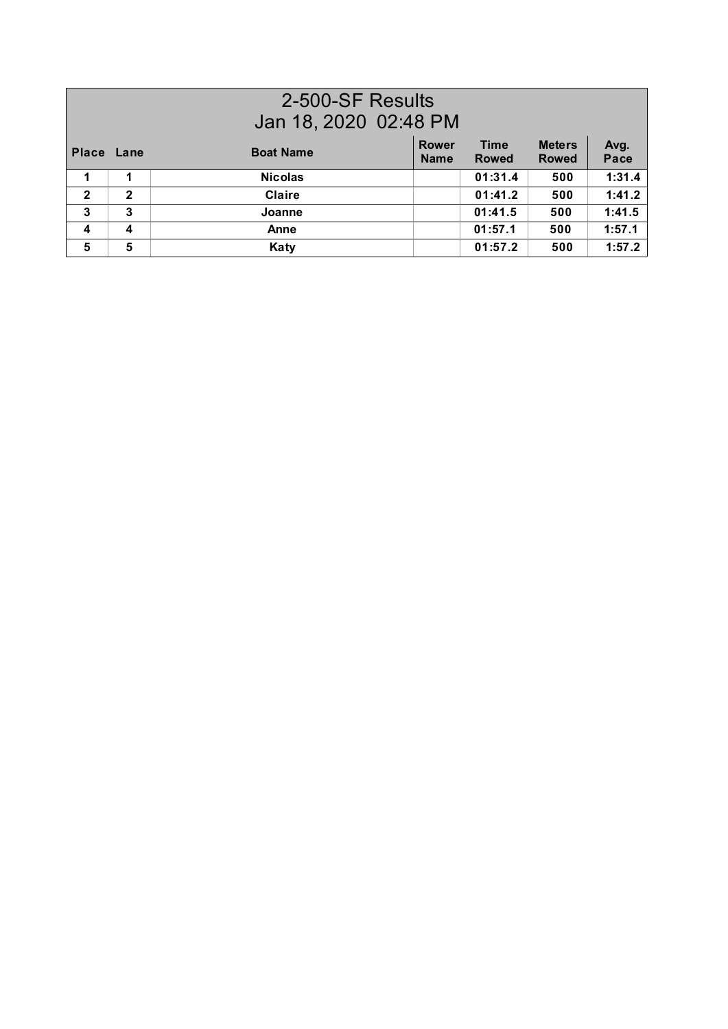# 2-500-SF Results

Jan 18, 2020 02:48 PM

| Place | Lane | Boat Name | Rower Name | Time Rowed | Meters Rowed | Avg. Pace |
|---|---|---|---|---|---|---|
| 1 | 1 | Nicolas | | 01:31.4 | 500 | 1:31.4 |
| 2 | 2 | Claire | | 01:41.2 | 500 | 1:41.2 |
| 3 | 3 | Joanne | | 01:41.5 | 500 | 1:41.5 |
| 4 | 4 | Anne | | 01:57.1 | 500 | 1:57.1 |
| 5 | 5 | Katy | | 01:57.2 | 500 | 1:57.2 |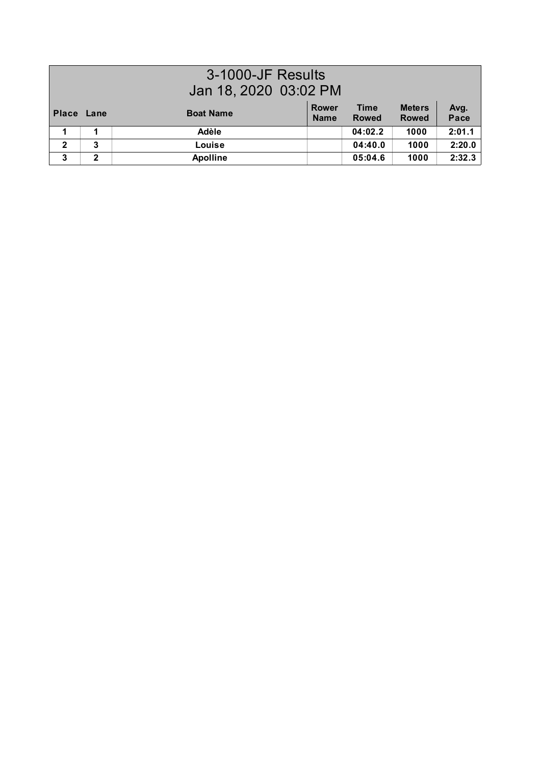# 3-1000-JF Results

## Jan 18, 2020 03:02 PM

| Place | Lane | Boat Name | Rower Name | Time Rowed | Meters Rowed | Avg. Pace |
|---|---|---|---|---|---|---|
| 1 | 1 | Adèle | | 04:02.2 | 1000 | 2:01.1 |
| 2 | 3 | Louise | | 04:40.0 | 1000 | 2:20.0 |
| 3 | 2 | Apolline | | 05:04.6 | 1000 | 2:32.3 |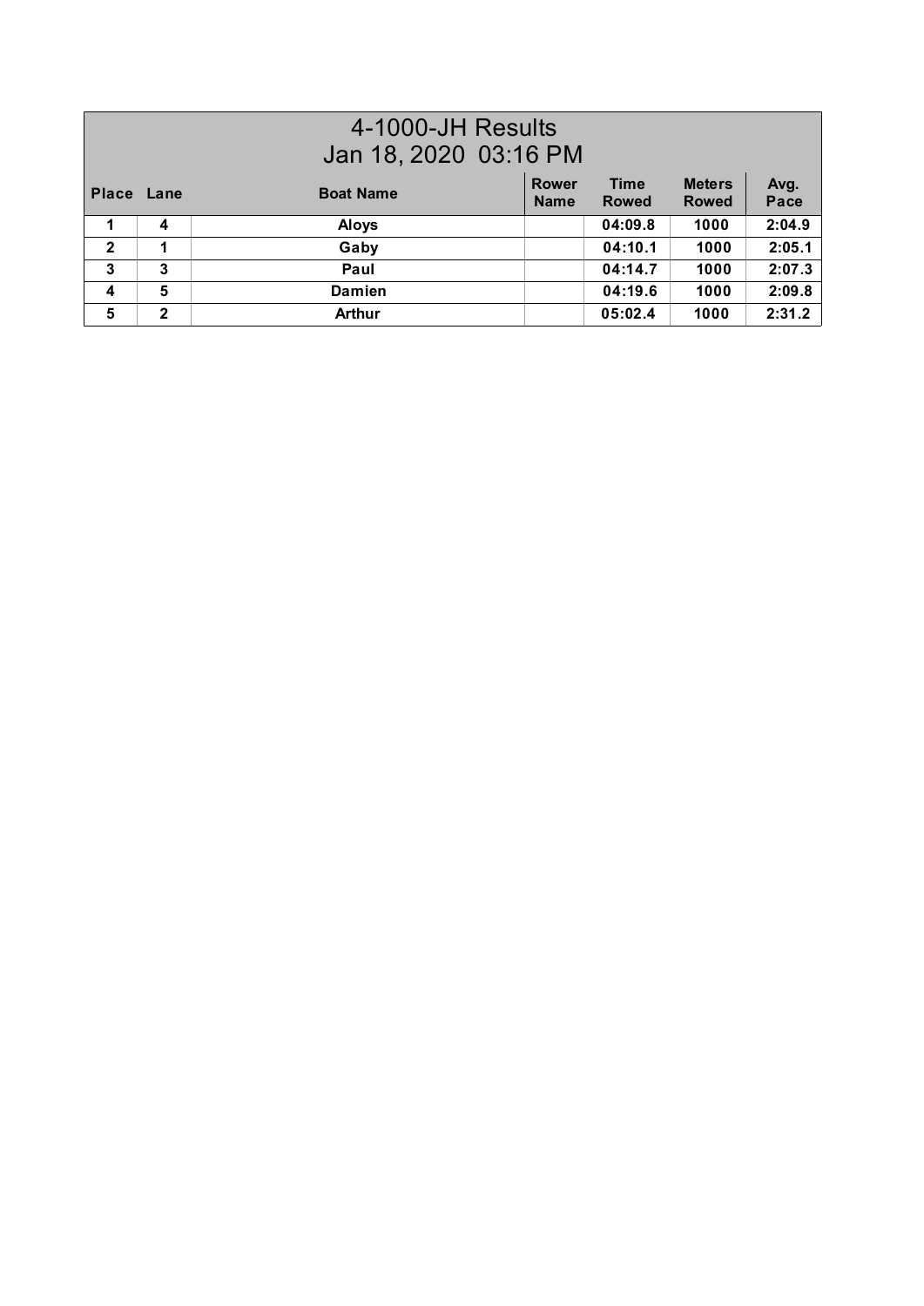| 4-1000-JH Results<br>Jan 18, 2020 03:16 PM | | | | | | |
|---|---|---|---|---|---|---|
| **Place** | **Lane** | **Boat Name** | **Rower Name** | **Time Rowed** | **Meters Rowed** | **Avg. Pace** |
| **1** | **4** | **Aloys** | | **04:09.8** | **1000** | **2:04.9** |
| **2** | **1** | **Gaby** | | **04:10.1** | **1000** | **2:05.1** |
| **3** | **3** | **Paul** | | **04:14.7** | **1000** | **2:07.3** |
| **4** | **5** | **Damien** | | **04:19.6** | **1000** | **2:09.8** |
| **5** | **2** | **Arthur** | | **05:02.4** | **1000** | **2:31.2** |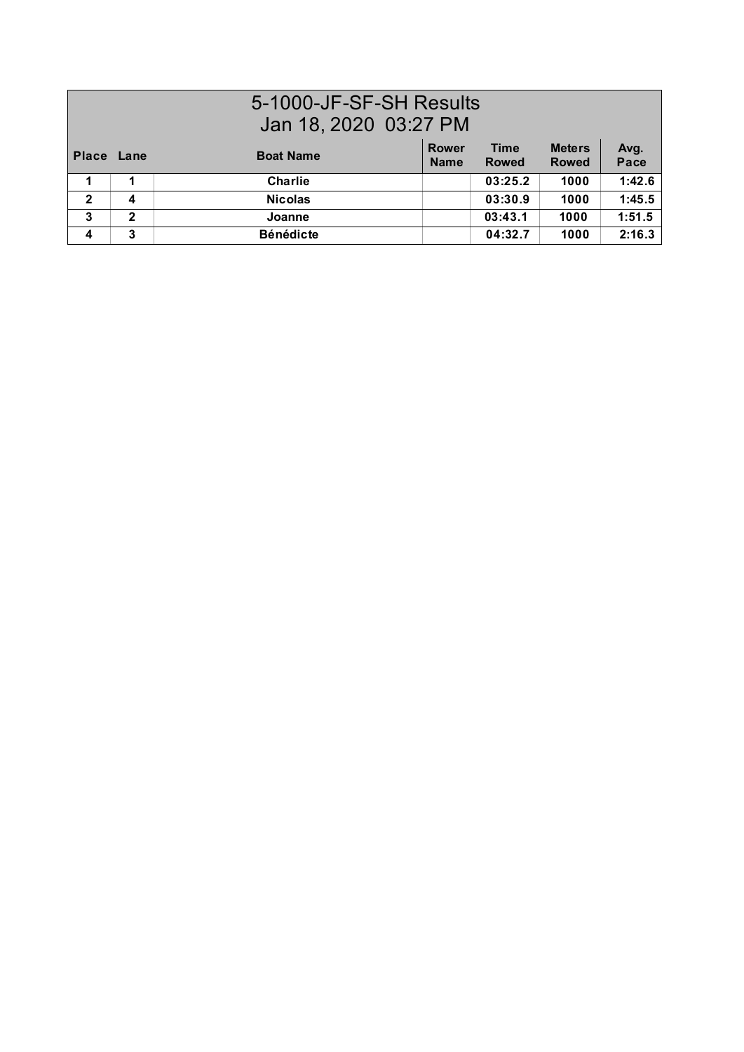# 5-1000-JF-SF-SH Results

## Jan 18, 2020 03:27 PM

| Place | Lane | Boat Name | Rower Name | Time Rowed | Meters Rowed | Avg. Pace |
|---|---|---|---|---|---|---|
| 1 | 1 | Charlie | | 03:25.2 | 1000 | 1:42.6 |
| 2 | 4 | Nicolas | | 03:30.9 | 1000 | 1:45.5 |
| 3 | 2 | Joanne | | 03:43.1 | 1000 | 1:51.5 |
| 4 | 3 | Bénédicte | | 04:32.7 | 1000 | 2:16.3 |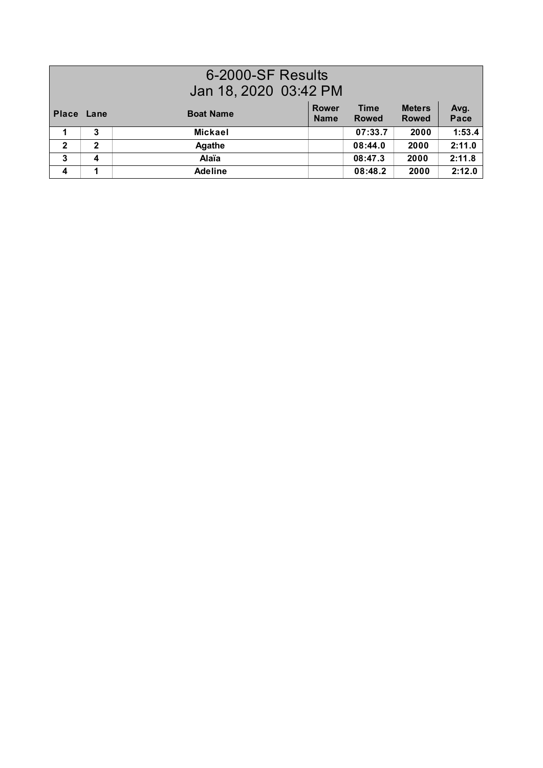# 6-2000-SF Results

## Jan 18, 2020 03:42 PM

| Place | Lane | Boat Name | Rower Name | Time Rowed | Meters Rowed | Avg. Pace |
|---|---|---|---|---|---|---|
| 1 | 3 | Mickael | | 07:33.7 | 2000 | 1:53.4 |
| 2 | 2 | Agathe | | 08:44.0 | 2000 | 2:11.0 |
| 3 | 4 | Alaïa | | 08:47.3 | 2000 | 2:11.8 |
| 4 | 1 | Adeline | | 08:48.2 | 2000 | 2:12.0 |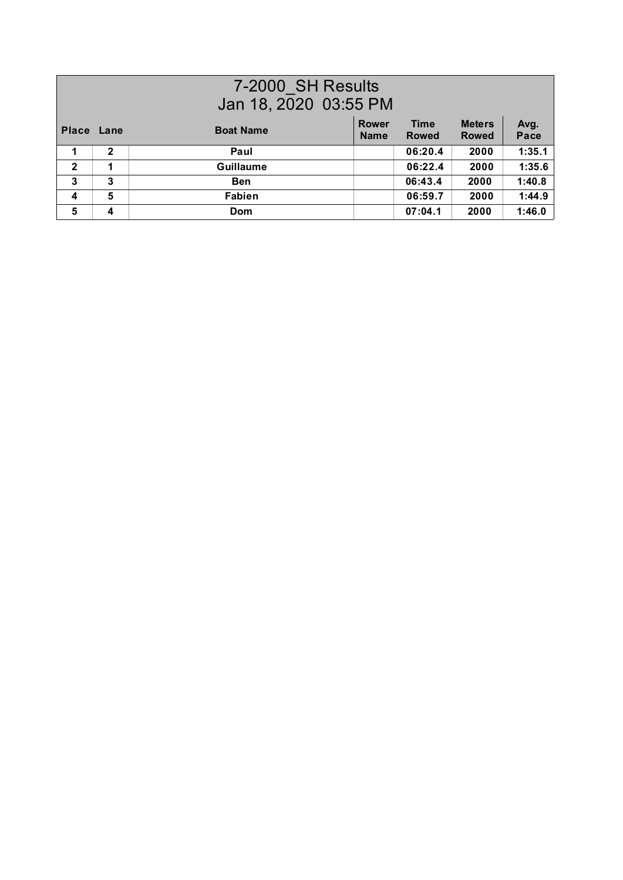# 7-2000_SH Results
## Jan 18, 2020 03:55 PM

| Place | Lane | Boat Name | Rower Name | Time Rowed | Meters Rowed | Avg. Pace |
|---|---|---|---|---|---|---|
| 1 | 2 | Paul | | 06:20.4 | 2000 | 1:35.1 |
| 2 | 1 | Guillaume | | 06:22.4 | 2000 | 1:35.6 |
| 3 | 3 | Ben | | 06:43.4 | 2000 | 1:40.8 |
| 4 | 5 | Fabien | | 06:59.7 | 2000 | 1:44.9 |
| 5 | 4 | Dom | | 07:04.1 | 2000 | 1:46.0 |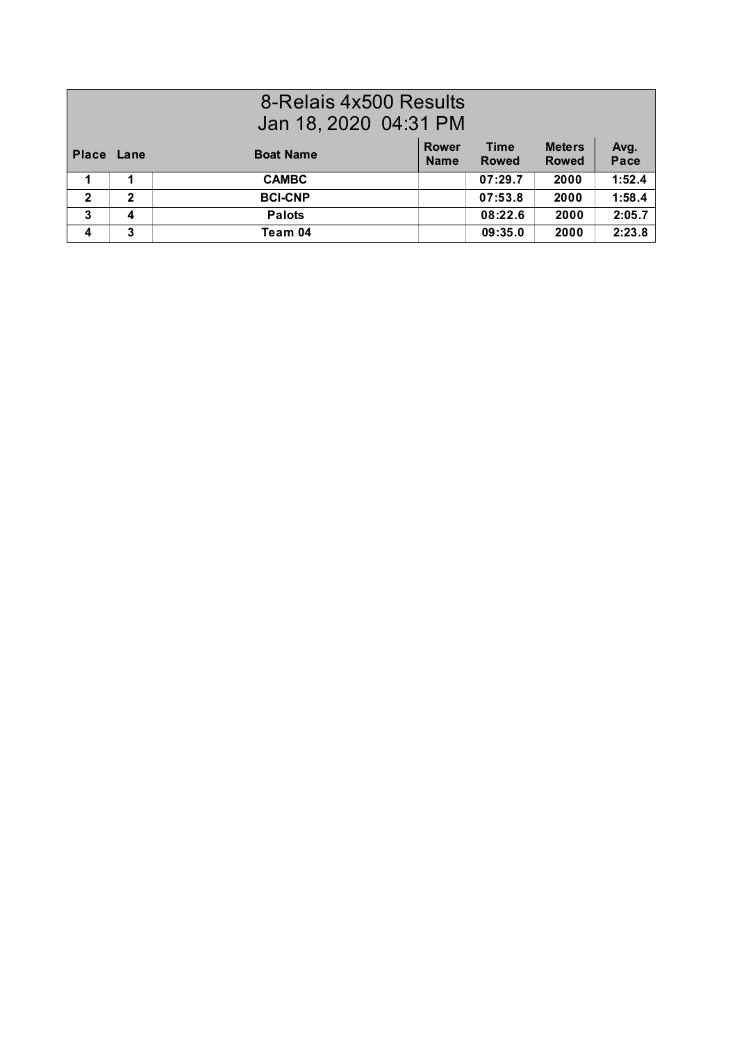# 8-Relais 4x500 Results

## Jan 18, 2020 04:31 PM

| Place | Lane | Boat Name | Rower Name | Time Rowed | Meters Rowed | Avg. Pace |
|---|---|---|---|---|---|---|
| 1 | 1 | CAMBC | | 07:29.7 | 2000 | 1:52.4 |
| 2 | 2 | BCI-CNP | | 07:53.8 | 2000 | 1:58.4 |
| 3 | 4 | Palots | | 08:22.6 | 2000 | 2:05.7 |
| 4 | 3 | Team 04 | | 09:35.0 | 2000 | 2:23.8 |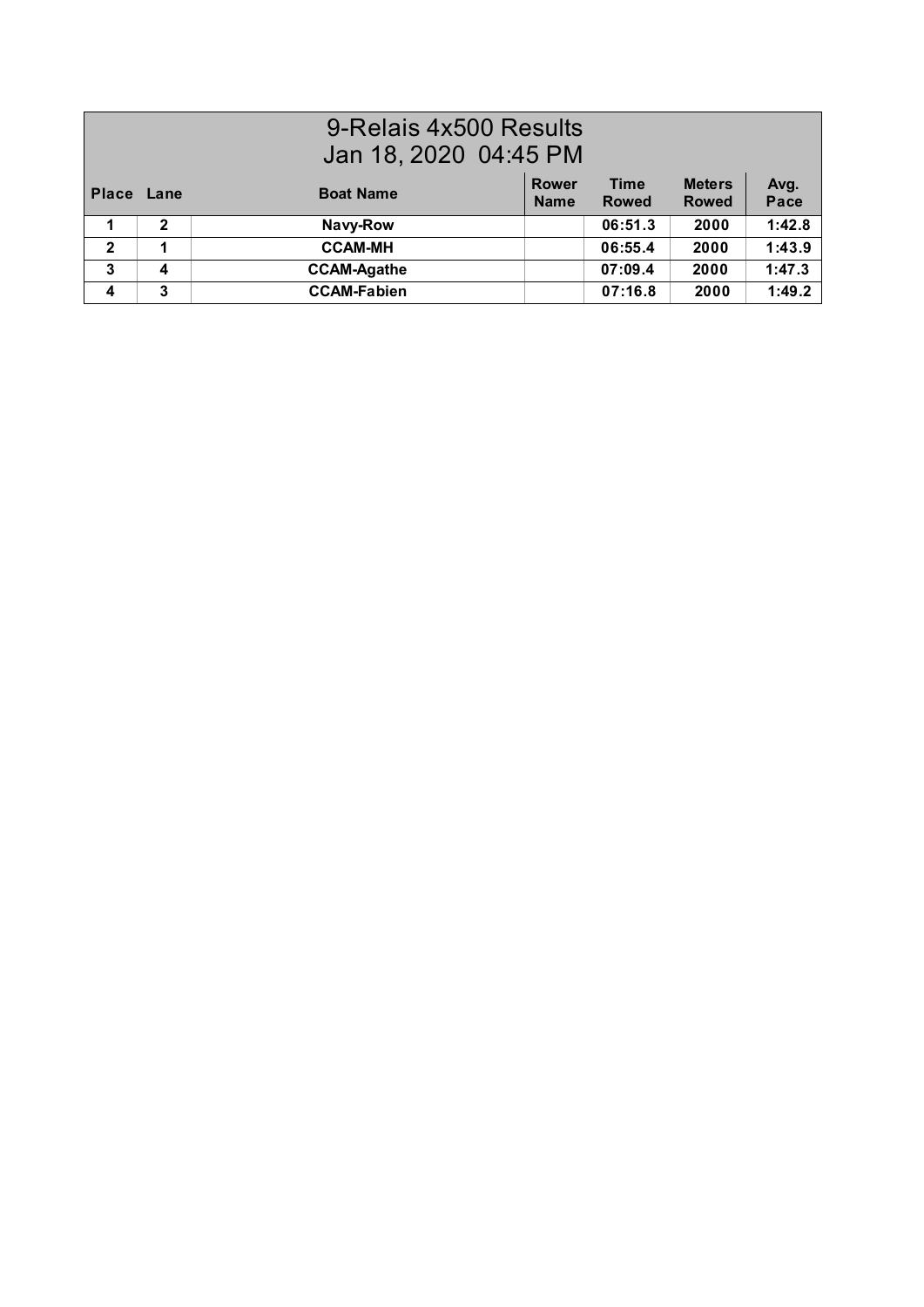# 9-Relais 4x500 Results

## Jan 18, 2020 04:45 PM

| Place | Lane | Boat Name | Rower Name | Time Rowed | Meters Rowed | Avg. Pace |
|---|---|---|---|---|---|---|
| 1 | 2 | Navy-Row | | 06:51.3 | 2000 | 1:42.8 |
| 2 | 1 | CCAM-MH | | 06:55.4 | 2000 | 1:43.9 |
| 3 | 4 | CCAM-Agathe | | 07:09.4 | 2000 | 1:47.3 |
| 4 | 3 | CCAM-Fabien | | 07:16.8 | 2000 | 1:49.2 |